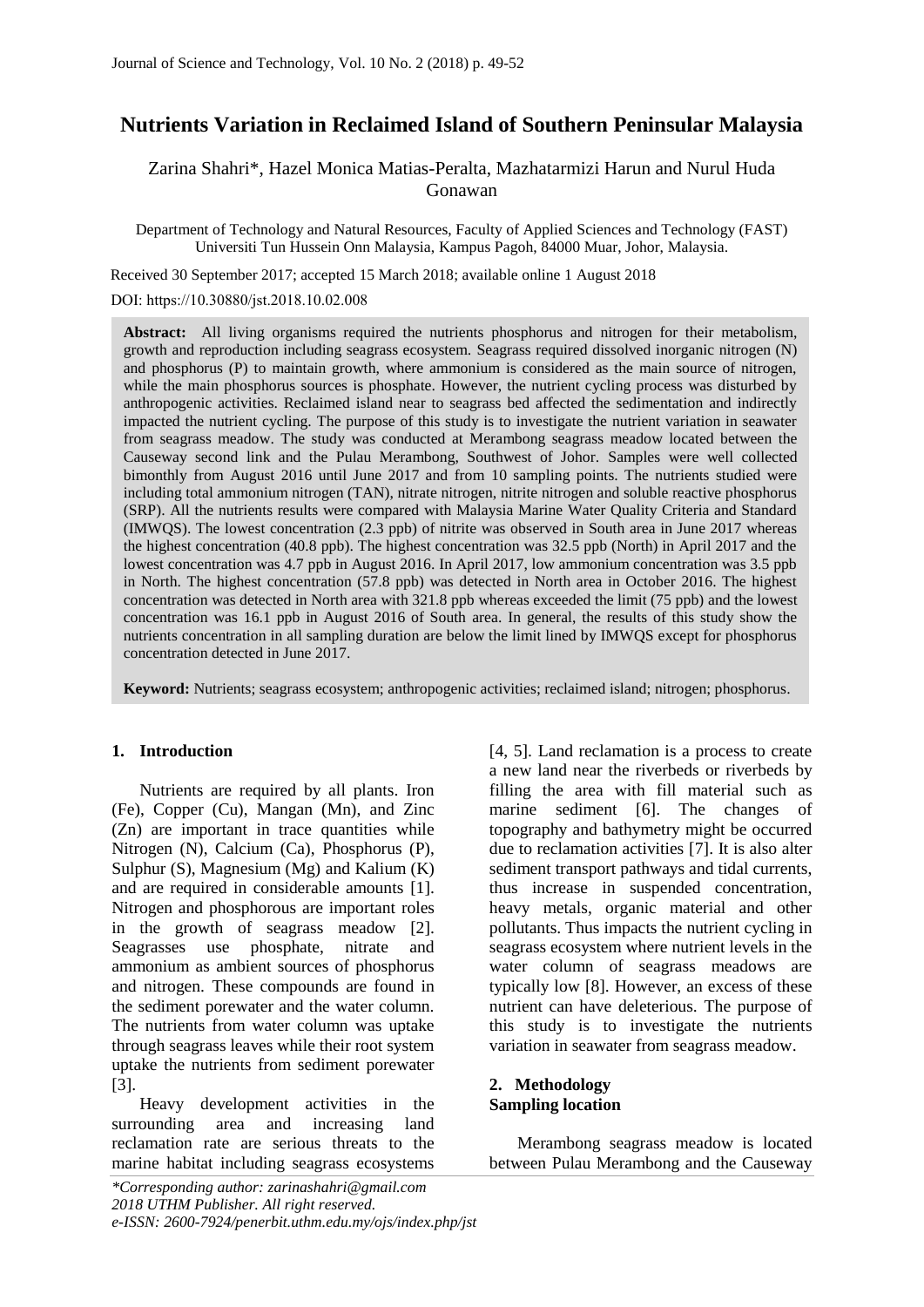# Nutrients Variation in Reclaimed Island of Southern Peninsular Malaysia

Zarina Shahri*, Hazel Monica Matias-Peralta, Mazhatarmizi Harun and Nurul Huda Gonawan

Department of Technology and Natural Resources, Faculty of Applied Sciences and Technology (FAST) Universiti Tun Hussein Onn Malaysia, Kampus Pagoh, 84000 Muar, Johor, Malaysia.

Received 30 September 2017; accepted 15 March 2018; available online 1 August 2018

DOI: https://10.30880/jst.2018.10.02.008

**Abstract:** All living organisms required the nutrients phosphorus and nitrogen for their metabolism, growth and reproduction including seagrass ecosystem. Seagrass required dissolved inorganic nitrogen (N) and phosphorus (P) to maintain growth, where ammonium is considered as the main source of nitrogen, while the main phosphorus sources is phosphate. However, the nutrient cycling process was disturbed by anthropogenic activities. Reclaimed island near to seagrass bed affected the sedimentation and indirectly impacted the nutrient cycling. The purpose of this study is to investigate the nutrient variation in seawater from seagrass meadow. The study was conducted at Merambong seagrass meadow located between the Causeway second link and the Pulau Merambong, Southwest of Johor. Samples were well collected bimonthly from August 2016 until June 2017 and from 10 sampling points. The nutrients studied were including total ammonium nitrogen (TAN), nitrate nitrogen, nitrite nitrogen and soluble reactive phosphorus (SRP). All the nutrients results were compared with Malaysia Marine Water Quality Criteria and Standard (IMWQS). The lowest concentration (2.3 ppb) of nitrite was observed in South area in June 2017 whereas the highest concentration (40.8 ppb). The highest concentration was 32.5 ppb (North) in April 2017 and the lowest concentration was 4.7 ppb in August 2016. In April 2017, low ammonium concentration was 3.5 ppb in North. The highest concentration (57.8 ppb) was detected in North area in October 2016. The highest concentration was detected in North area with 321.8 ppb whereas exceeded the limit (75 ppb) and the lowest concentration was 16.1 ppb in August 2016 of South area. In general, the results of this study show the nutrients concentration in all sampling duration are below the limit lined by IMWQS except for phosphorus concentration detected in June 2017.

**Keyword:** Nutrients; seagrass ecosystem; anthropogenic activities; reclaimed island; nitrogen; phosphorus.

## 1. Introduction

Nutrients are required by all plants. Iron (Fe), Copper (Cu), Mangan (Mn), and Zinc (Zn) are important in trace quantities while Nitrogen (N), Calcium (Ca), Phosphorus (P), Sulphur (S), Magnesium (Mg) and Kalium (K) and are required in considerable amounts [1]. Nitrogen and phosphorous are important roles in the growth of seagrass meadow [2]. Seagrasses use phosphate, nitrate and ammonium as ambient sources of phosphorus and nitrogen. These compounds are found in the sediment porewater and the water column. The nutrients from water column was uptake through seagrass leaves while their root system uptake the nutrients from sediment porewater [3].

Heavy development activities in the surrounding area and increasing land reclamation rate are serious threats to the marine habitat including seagrass ecosystems [4, 5]. Land reclamation is a process to create a new land near the riverbeds or riverbeds by filling the area with fill material such as marine sediment [6]. The changes of topography and bathymetry might be occurred due to reclamation activities [7]. It is also alter sediment transport pathways and tidal currents, thus increase in suspended concentration, heavy metals, organic material and other pollutants. Thus impacts the nutrient cycling in seagrass ecosystem where nutrient levels in the water column of seagrass meadows are typically low [8]. However, an excess of these nutrient can have deleterious. The purpose of this study is to investigate the nutrients variation in seawater from seagrass meadow.

## 2. Methodology

### Sampling location

Merambong seagrass meadow is located between Pulau Merambong and the Causeway

*Corresponding author: zarinashahri@gmail.com
2018 UTHM Publisher. All right reserved.
e-ISSN: 2600-7924/penerbit.uthm.edu.my/ojs/index.php/jst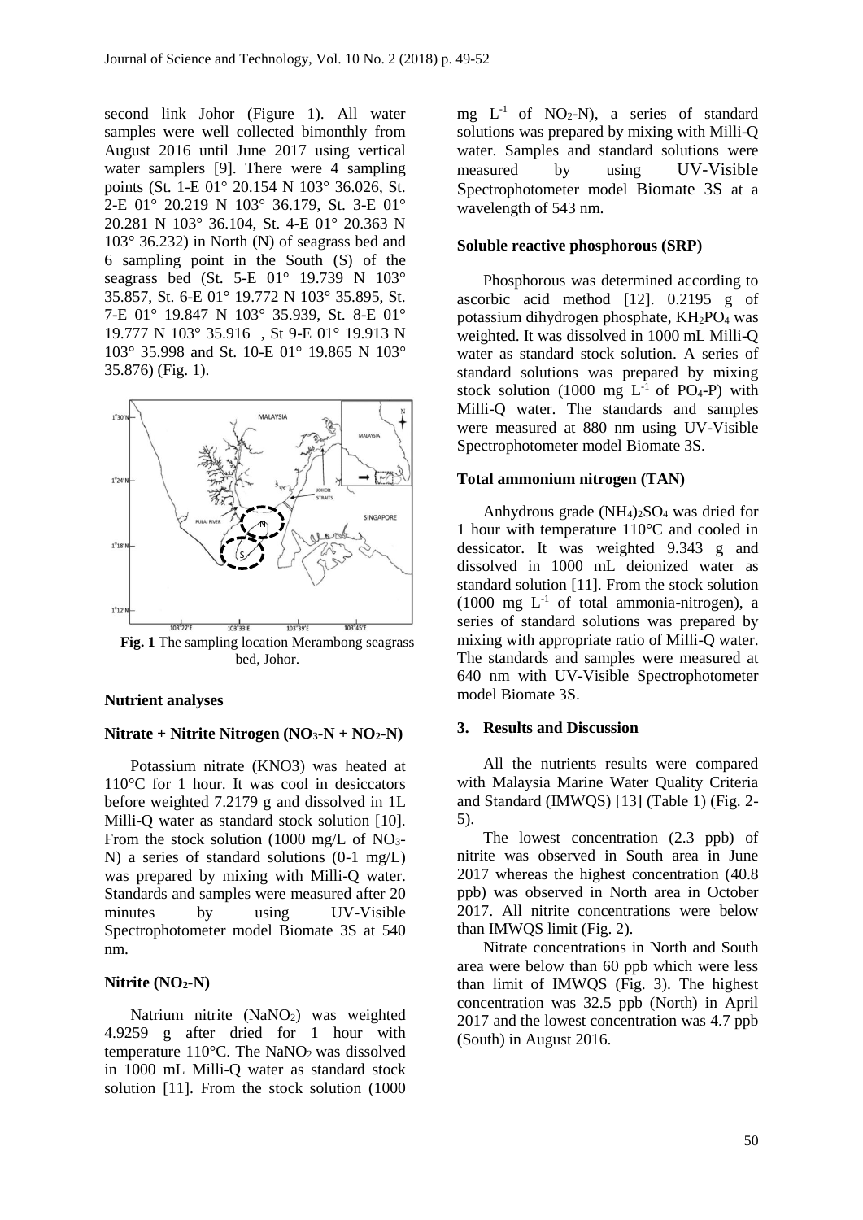second link Johor (Figure 1). All water samples were well collected bimonthly from August 2016 until June 2017 using vertical water samplers [9]. There were 4 sampling points (St. 1-E 01° 20.154 N 103° 36.026, St. 2-E 01° 20.219 N 103° 36.179, St. 3-E 01° 20.281 N 103° 36.104, St. 4-E 01° 20.363 N 103° 36.232) in North (N) of seagrass bed and 6 sampling point in the South (S) of the seagrass bed (St. 5-E 01° 19.739 N 103° 35.857, St. 6-E 01° 19.772 N 103° 35.895, St. 7-E 01° 19.847 N 103° 35.939, St. 8-E 01° 19.777 N 103° 35.916 , St 9-E 01° 19.913 N 103° 35.998 and St. 10-E 01° 19.865 N 103° 35.876) (Fig. 1).

**Fig. 1** The sampling location Merambong seagrass bed, Johor.

#### Nutrient analyses

#### Nitrate + Nitrite Nitrogen ($NO_3$-N + $NO_2$-N)

Potassium nitrate (KNO3) was heated at 110°C for 1 hour. It was cool in desiccators before weighted 7.2179 g and dissolved in 1L Milli-Q water as standard stock solution [10]. From the stock solution (1000 mg/L of $NO_3$-N) a series of standard solutions (0-1 mg/L) was prepared by mixing with Milli-Q water. Standards and samples were measured after 20 minutes by using UV-Visible Spectrophotometer model Biomate 3S at 540 nm.

#### Nitrite ($NO_2$-N)

Natrium nitrite ($NaNO_2$) was weighted 4.9259 g after dried for 1 hour with temperature 110°C. The $NaNO_2$ was dissolved in 1000 mL Milli-Q water as standard stock solution [11]. From the stock solution (1000 mg $L^{-1}$ of $NO_2$-N), a series of standard solutions was prepared by mixing with Milli-Q water. Samples and standard solutions were measured by using UV-Visible Spectrophotometer model Biomate 3S at a wavelength of 543 nm.

#### Soluble reactive phosphorous (SRP)

Phosphorous was determined according to ascorbic acid method [12]. 0.2195 g of potassium dihydrogen phosphate, $KH_2PO_4$ was weighted. It was dissolved in 1000 mL Milli-Q water as standard stock solution. A series of standard solutions was prepared by mixing stock solution (1000 mg $L^{-1}$ of $PO_4$-P) with Milli-Q water. The standards and samples were measured at 880 nm using UV-Visible Spectrophotometer model Biomate 3S.

#### Total ammonium nitrogen (TAN)

Anhydrous grade $(NH_4)_2SO_4$ was dried for 1 hour with temperature 110°C and cooled in dessicator. It was weighted 9.343 g and dissolved in 1000 mL deionized water as standard solution [11]. From the stock solution (1000 mg $L^{-1}$ of total ammonia-nitrogen), a series of standard solutions was prepared by mixing with appropriate ratio of Milli-Q water. The standards and samples were measured at 640 nm with UV-Visible Spectrophotometer model Biomate 3S.

## 3. Results and Discussion

All the nutrients results were compared with Malaysia Marine Water Quality Criteria and Standard (IMWQS) [13] (Table 1) (Fig. 2-5).

The lowest concentration (2.3 ppb) of nitrite was observed in South area in June 2017 whereas the highest concentration (40.8 ppb) was observed in North area in October 2017. All nitrite concentrations were below than IMWQS limit (Fig. 2).

Nitrate concentrations in North and South area were below than 60 ppb which were less than limit of IMWQS (Fig. 3). The highest concentration was 32.5 ppb (North) in April 2017 and the lowest concentration was 4.7 ppb (South) in August 2016.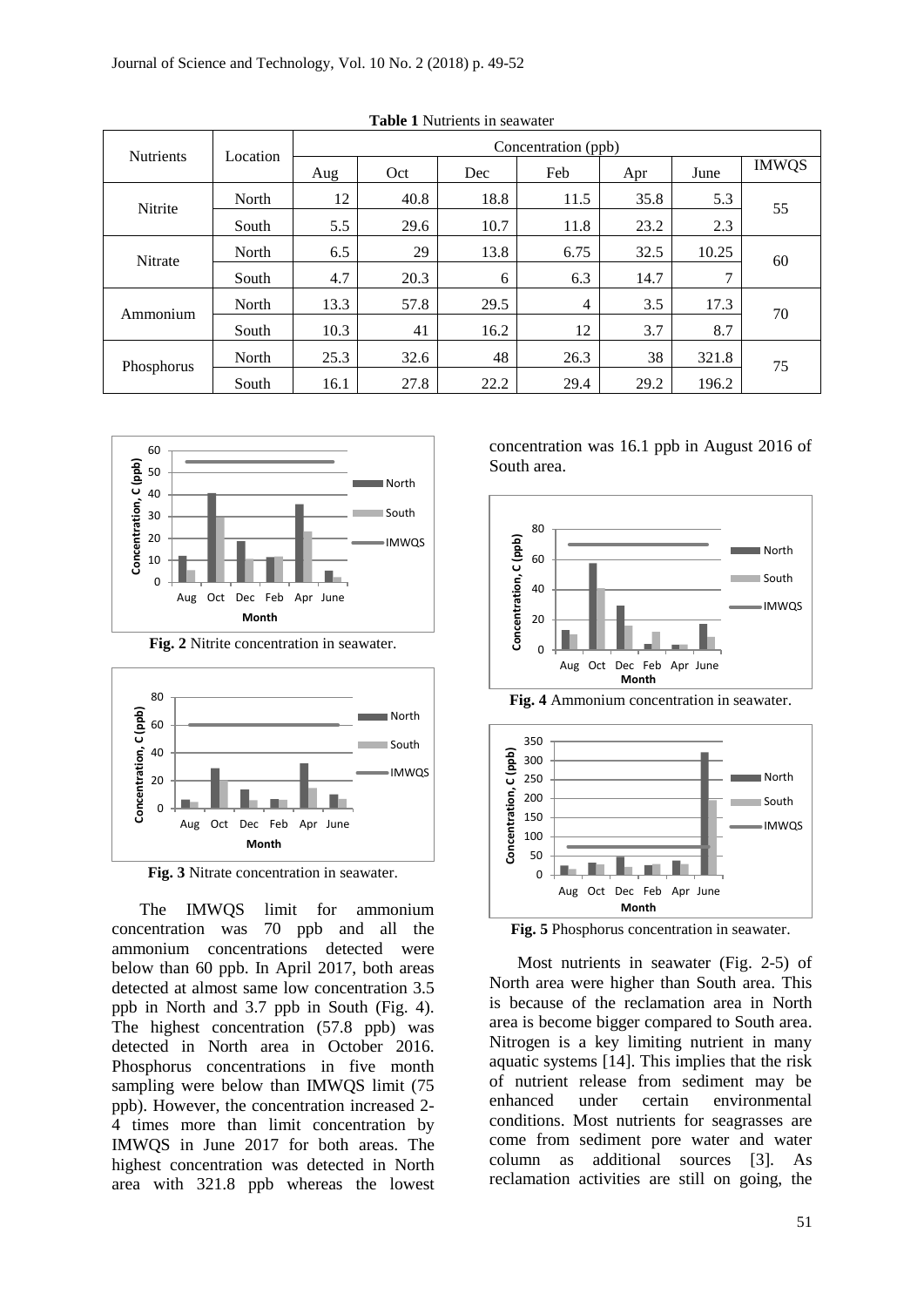**Table 1** Nutrients in seawater

| Nutrients | Location | Concentration (ppb) | | | | | | |
|---|---|---|---|---|---|---|---|---|
| | | Aug | Oct | Dec | Feb | Apr | June | IMWQS |
| Nitrite | North | 12 | 40.8 | 18.8 | 11.5 | 35.8 | 5.3 | 55 |
| | South | 5.5 | 29.6 | 10.7 | 11.8 | 23.2 | 2.3 | |
| Nitrate | North | 6.5 | 29 | 13.8 | 6.75 | 32.5 | 10.25 | 60 |
| | South | 4.7 | 20.3 | 6 | 6.3 | 14.7 | 7 | |
| Ammonium | North | 13.3 | 57.8 | 29.5 | 4 | 3.5 | 17.3 | 70 |
| | South | 10.3 | 41 | 16.2 | 12 | 3.7 | 8.7 | |
| Phosphorus | North | 25.3 | 32.6 | 48 | 26.3 | 38 | 321.8 | 75 |
| | South | 16.1 | 27.8 | 22.2 | 29.4 | 29.2 | 196.2 | |

**Fig. 2** Nitrite concentration in seawater.

**Fig. 3** Nitrate concentration in seawater.

The IMWQS limit for ammonium concentration was 70 ppb and all the ammonium concentrations detected were below than 60 ppb. In April 2017, both areas detected at almost same low concentration 3.5 ppb in North and 3.7 ppb in South (Fig. 4). The highest concentration (57.8 ppb) was detected in North area in October 2016. Phosphorus concentrations in five month sampling were below than IMWQS limit (75 ppb). However, the concentration increased 2-4 times more than limit concentration by IMWQS in June 2017 for both areas. The highest concentration was detected in North area with 321.8 ppb whereas the lowest concentration was 16.1 ppb in August 2016 of South area.

**Fig. 4** Ammonium concentration in seawater.

**Fig. 5** Phosphorus concentration in seawater.

Most nutrients in seawater (Fig. 2-5) of North area were higher than South area. This is because of the reclamation area in North area is become bigger compared to South area. Nitrogen is a key limiting nutrient in many aquatic systems [14]. This implies that the risk of nutrient release from sediment may be enhanced under certain environmental conditions. Most nutrients for seagrasses are come from sediment pore water and water column as additional sources [3]. As reclamation activities are still on going, the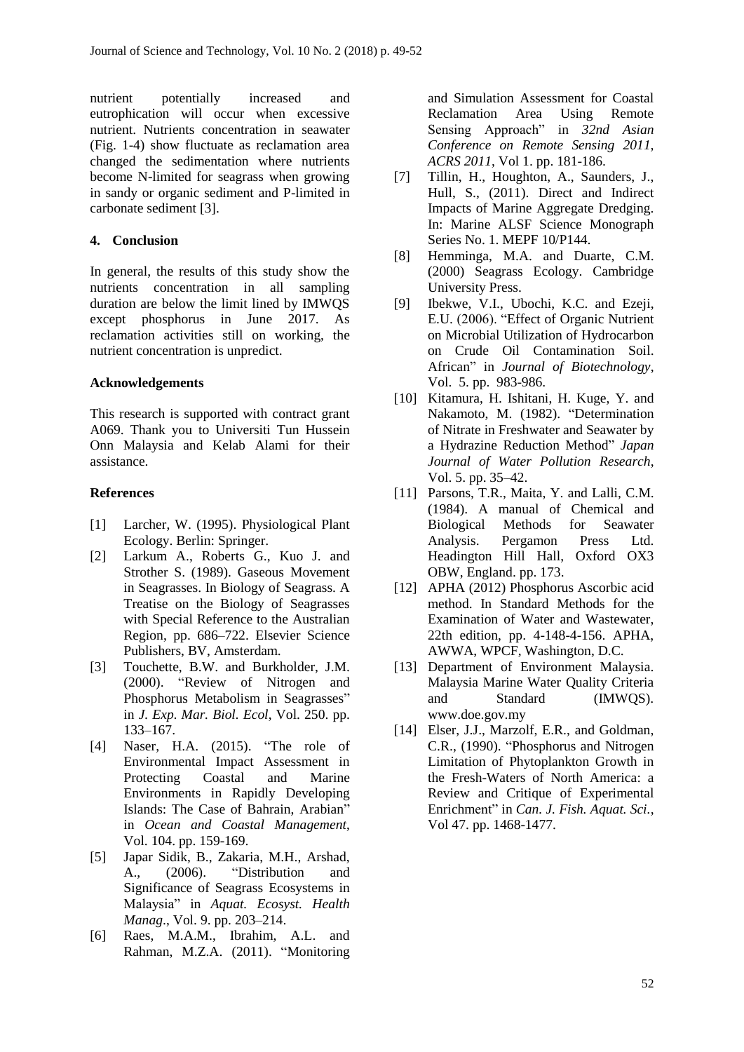nutrient potentially increased and eutrophication will occur when excessive nutrient. Nutrients concentration in seawater (Fig. 1-4) show fluctuate as reclamation area changed the sedimentation where nutrients become N-limited for seagrass when growing in sandy or organic sediment and P-limited in carbonate sediment [3].

## 4. Conclusion

In general, the results of this study show the nutrients concentration in all sampling duration are below the limit lined by IMWQS except phosphorus in June 2017. As reclamation activities still on working, the nutrient concentration is unpredict.

## Acknowledgements

This research is supported with contract grant A069. Thank you to Universiti Tun Hussein Onn Malaysia and Kelab Alami for their assistance.

## References

[1] Larcher, W. (1995). Physiological Plant Ecology. Berlin: Springer.

[2] Larkum A., Roberts G., Kuo J. and Strother S. (1989). Gaseous Movement in Seagrasses. In Biology of Seagrass. A Treatise on the Biology of Seagrasses with Special Reference to the Australian Region, pp. 686–722. Elsevier Science Publishers, BV, Amsterdam.

[3] Touchette, B.W. and Burkholder, J.M. (2000). "Review of Nitrogen and Phosphorus Metabolism in Seagrasses" in *J. Exp. Mar. Biol. Ecol*, Vol. 250. pp. 133–167.

[4] Naser, H.A. (2015). "The role of Environmental Impact Assessment in Protecting Coastal and Marine Environments in Rapidly Developing Islands: The Case of Bahrain, Arabian" in *Ocean and Coastal Management*, Vol. 104. pp. 159-169.

[5] Japar Sidik, B., Zakaria, M.H., Arshad, A., (2006). "Distribution and Significance of Seagrass Ecosystems in Malaysia" in *Aquat. Ecosyst. Health Manag*., Vol. 9. pp. 203–214.

[6] Raes, M.A.M., Ibrahim, A.L. and Rahman, M.Z.A. (2011). "Monitoring and Simulation Assessment for Coastal Reclamation Area Using Remote Sensing Approach" in *32nd Asian Conference on Remote Sensing 2011, ACRS 2011*, Vol 1. pp. 181-186.

[7] Tillin, H., Houghton, A., Saunders, J., Hull, S., (2011). Direct and Indirect Impacts of Marine Aggregate Dredging. In: Marine ALSF Science Monograph Series No. 1. MEPF 10/P144.

[8] Hemminga, M.A. and Duarte, C.M. (2000) Seagrass Ecology. Cambridge University Press.

[9] Ibekwe, V.I., Ubochi, K.C. and Ezeji, E.U. (2006). "Effect of Organic Nutrient on Microbial Utilization of Hydrocarbon on Crude Oil Contamination Soil. African" in *Journal of Biotechnology*, Vol. 5. pp. 983-986.

[10] Kitamura, H. Ishitani, H. Kuge, Y. and Nakamoto, M. (1982). "Determination of Nitrate in Freshwater and Seawater by a Hydrazine Reduction Method" *Japan Journal of Water Pollution Research*, Vol. 5. pp. 35–42.

[11] Parsons, T.R., Maita, Y. and Lalli, C.M. (1984). A manual of Chemical and Biological Methods for Seawater Analysis. Pergamon Press Ltd. Headington Hill Hall, Oxford OX3 OBW, England. pp. 173.

[12] APHA (2012) Phosphorus Ascorbic acid method. In Standard Methods for the Examination of Water and Wastewater, 22th edition, pp. 4-148-4-156. APHA, AWWA, WPCF, Washington, D.C.

[13] Department of Environment Malaysia. Malaysia Marine Water Quality Criteria and Standard (IMWQS). www.doe.gov.my

[14] Elser, J.J., Marzolf, E.R., and Goldman, C.R., (1990). "Phosphorus and Nitrogen Limitation of Phytoplankton Growth in the Fresh-Waters of North America: a Review and Critique of Experimental Enrichment" in *Can. J. Fish. Aquat. Sci.*, Vol 47. pp. 1468-1477.